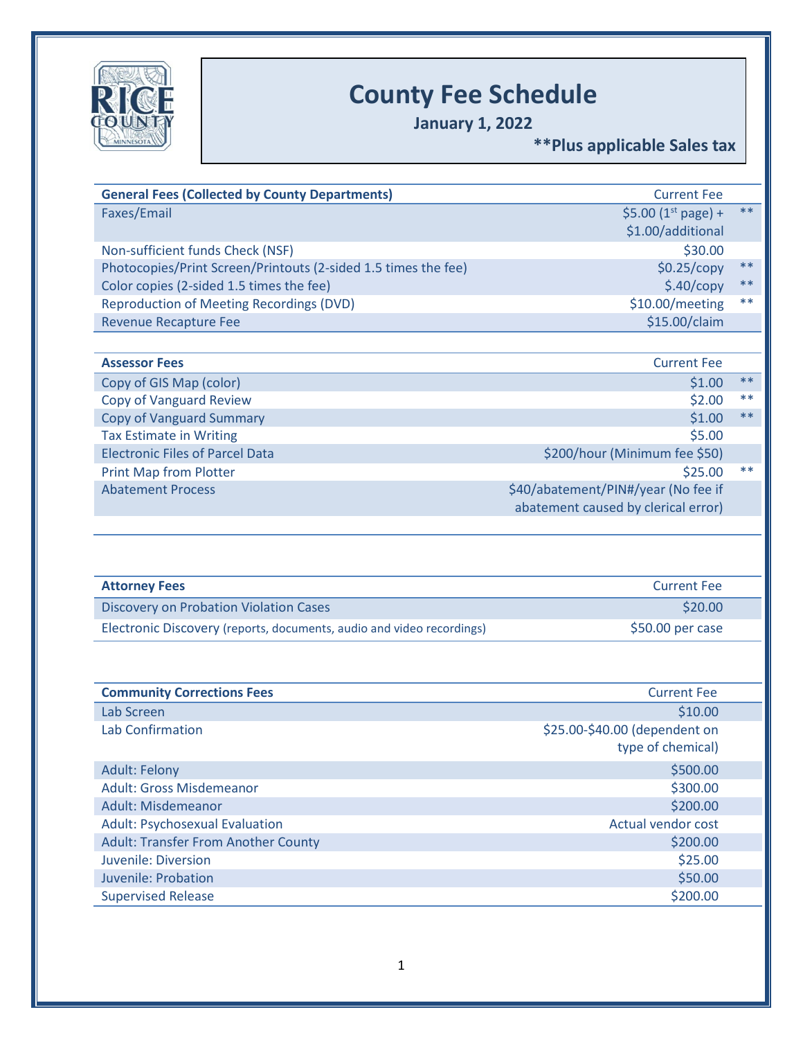# County Fee Schedule

**January 1, 2022**

**\*\*Plus applicable Sales tax**

| General Fees (Collected by County Departments) | Current Fee | |
|---|---|---|
| Faxes/Email | $5.00 (1st page) + $1.00/additional | ** |
| Non-sufficient funds Check (NSF) | $30.00 | |
| Photocopies/Print Screen/Printouts (2-sided 1.5 times the fee) | $0.25/copy | ** |
| Color copies (2-sided 1.5 times the fee) | $.40/copy | ** |
| Reproduction of Meeting Recordings (DVD) | $10.00/meeting | ** |
| Revenue Recapture Fee | $15.00/claim | |

| Assessor Fees | Current Fee | |
|---|---|---|
| Copy of GIS Map (color) | $1.00 | ** |
| Copy of Vanguard Review | $2.00 | ** |
| Copy of Vanguard Summary | $1.00 | ** |
| Tax Estimate in Writing | $5.00 | |
| Electronic Files of Parcel Data | $200/hour (Minimum fee $50) | |
| Print Map from Plotter | $25.00 | ** |
| Abatement Process | $40/abatement/PIN#/year (No fee if abatement caused by clerical error) | |

| Attorney Fees | Current Fee |
|---|---|
| Discovery on Probation Violation Cases | $20.00 |
| Electronic Discovery (reports, documents, audio and video recordings) | $50.00 per case |

| Community Corrections Fees | Current Fee |
|---|---|
| Lab Screen | $10.00 |
| Lab Confirmation | $25.00-$40.00 (dependent on type of chemical) |
| Adult: Felony | $500.00 |
| Adult: Gross Misdemeanor | $300.00 |
| Adult: Misdemeanor | $200.00 |
| Adult: Psychosexual Evaluation | Actual vendor cost |
| Adult: Transfer From Another County | $200.00 |
| Juvenile: Diversion | $25.00 |
| Juvenile: Probation | $50.00 |
| Supervised Release | $200.00 |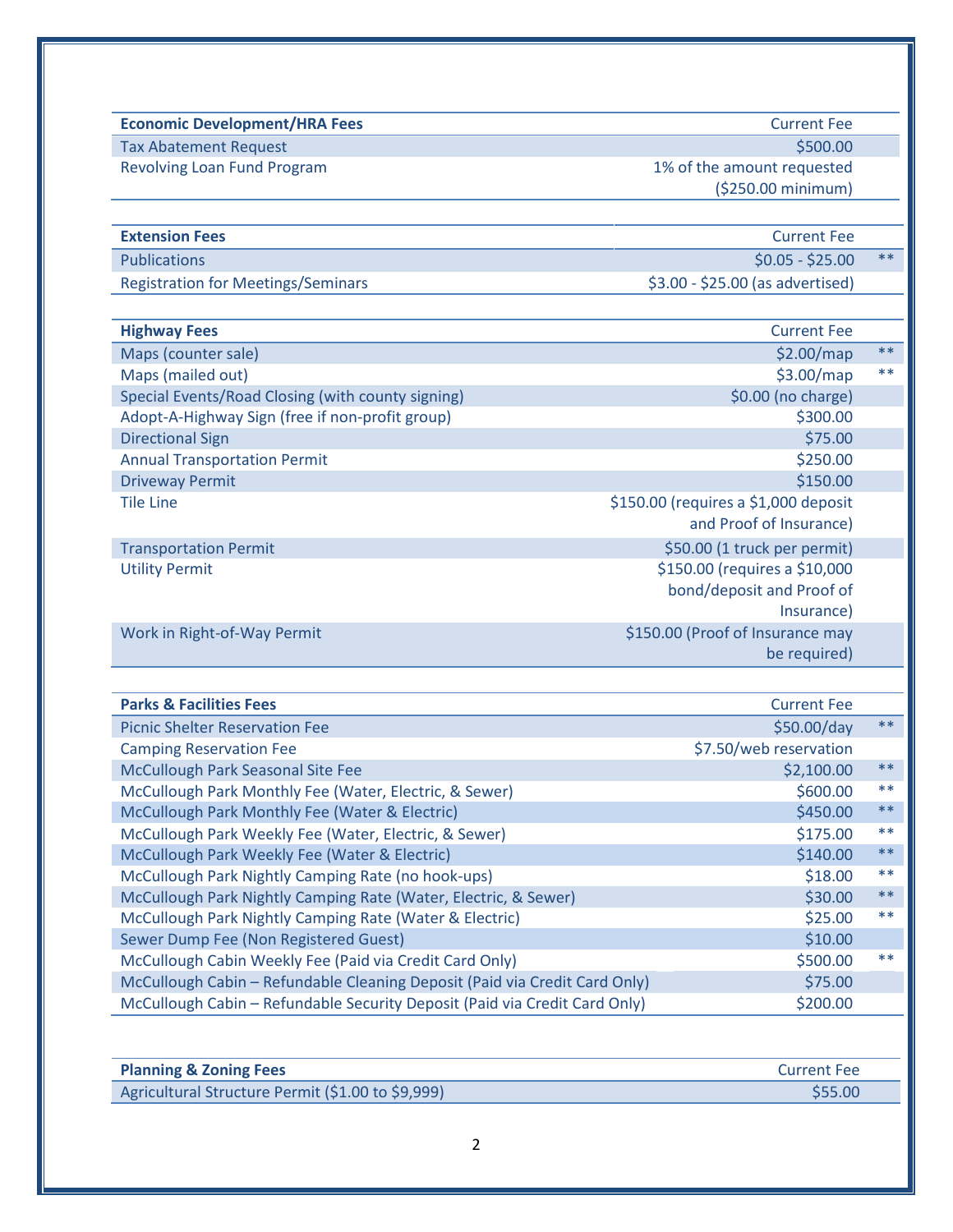| Economic Development/HRA Fees | Current Fee |
| --- | --- |
| Tax Abatement Request | $500.00 |
| Revolving Loan Fund Program | 1% of the amount requested ($250.00 minimum) |

| Extension Fees | Current Fee | |
| --- | --- | --- |
| Publications | $0.05 - $25.00 | ** |
| Registration for Meetings/Seminars | $3.00 - $25.00 (as advertised) | |

| Highway Fees | Current Fee | |
| --- | --- | --- |
| Maps (counter sale) | $2.00/map | ** |
| Maps (mailed out) | $3.00/map | ** |
| Special Events/Road Closing (with county signing) | $0.00 (no charge) | |
| Adopt-A-Highway Sign (free if non-profit group) | $300.00 | |
| Directional Sign | $75.00 | |
| Annual Transportation Permit | $250.00 | |
| Driveway Permit | $150.00 | |
| Tile Line | $150.00 (requires a $1,000 deposit and Proof of Insurance) | |
| Transportation Permit | $50.00 (1 truck per permit) | |
| Utility Permit | $150.00 (requires a $10,000 bond/deposit and Proof of Insurance) | |
| Work in Right-of-Way Permit | $150.00 (Proof of Insurance may be required) | |

| Parks & Facilities Fees | Current Fee | |
| --- | --- | --- |
| Picnic Shelter Reservation Fee | $50.00/day | ** |
| Camping Reservation Fee | $7.50/web reservation | |
| McCullough Park Seasonal Site Fee | $2,100.00 | ** |
| McCullough Park Monthly Fee (Water, Electric, & Sewer) | $600.00 | ** |
| McCullough Park Monthly Fee (Water & Electric) | $450.00 | ** |
| McCullough Park Weekly Fee (Water, Electric, & Sewer) | $175.00 | ** |
| McCullough Park Weekly Fee (Water & Electric) | $140.00 | ** |
| McCullough Park Nightly Camping Rate (no hook-ups) | $18.00 | ** |
| McCullough Park Nightly Camping Rate (Water, Electric, & Sewer) | $30.00 | ** |
| McCullough Park Nightly Camping Rate (Water & Electric) | $25.00 | ** |
| Sewer Dump Fee (Non Registered Guest) | $10.00 | |
| McCullough Cabin Weekly Fee (Paid via Credit Card Only) | $500.00 | ** |
| McCullough Cabin – Refundable Cleaning Deposit (Paid via Credit Card Only) | $75.00 | |
| McCullough Cabin – Refundable Security Deposit (Paid via Credit Card Only) | $200.00 | |

| Planning & Zoning Fees | Current Fee |
| --- | --- |
| Agricultural Structure Permit ($1.00 to $9,999) | $55.00 |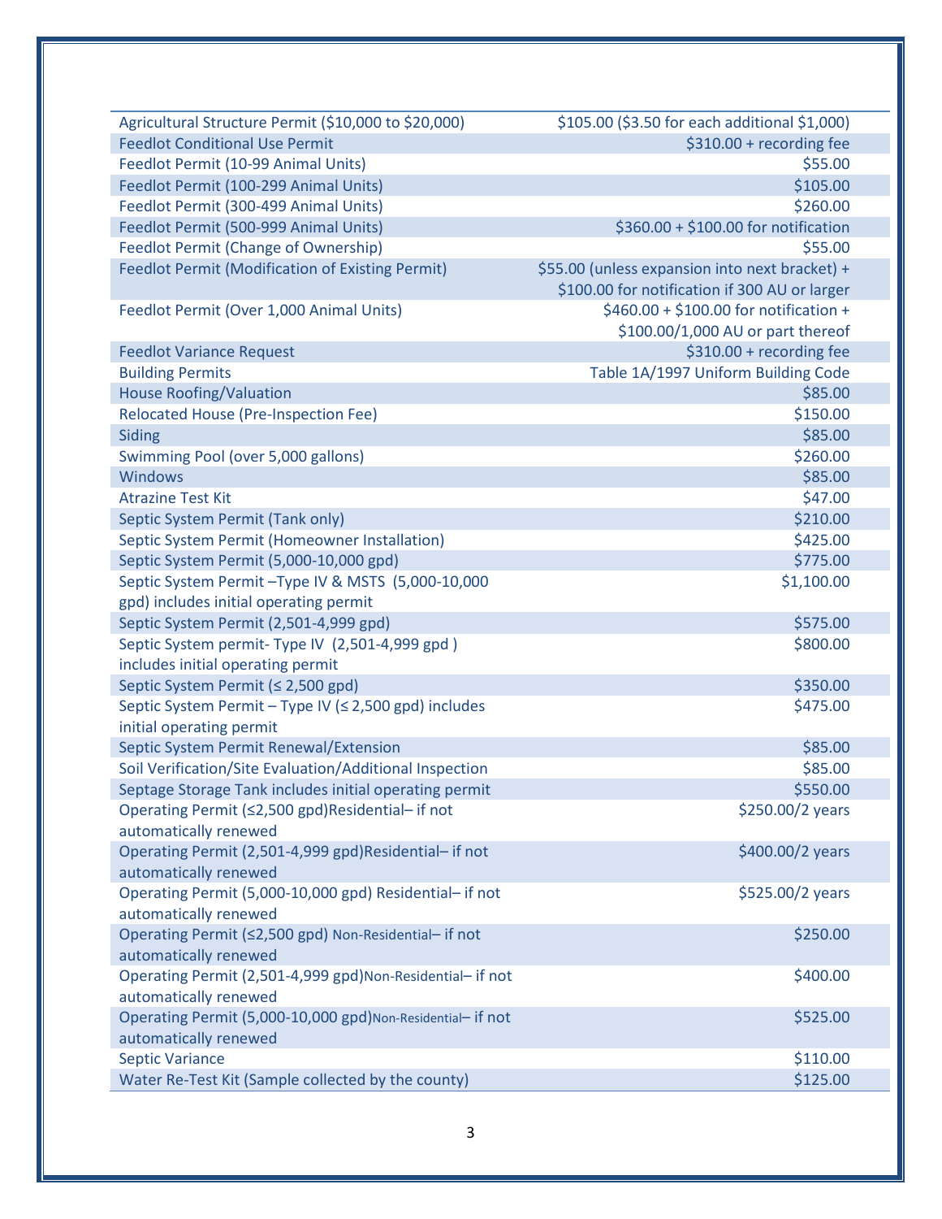| | |
|---|---|
| Agricultural Structure Permit ($10,000 to $20,000) | $105.00 ($3.50 for each additional $1,000) |
| Feedlot Conditional Use Permit | $310.00 + recording fee |
| Feedlot Permit (10-99 Animal Units) | $55.00 |
| Feedlot Permit (100-299 Animal Units) | $105.00 |
| Feedlot Permit (300-499 Animal Units) | $260.00 |
| Feedlot Permit (500-999 Animal Units) | $360.00 + $100.00 for notification |
| Feedlot Permit (Change of Ownership) | $55.00 |
| Feedlot Permit (Modification of Existing Permit) | $55.00 (unless expansion into next bracket) + $100.00 for notification if 300 AU or larger |
| Feedlot Permit (Over 1,000 Animal Units) | $460.00 + $100.00 for notification + $100.00/1,000 AU or part thereof |
| Feedlot Variance Request | $310.00 + recording fee |
| Building Permits | Table 1A/1997 Uniform Building Code |
| House Roofing/Valuation | $85.00 |
| Relocated House (Pre-Inspection Fee) | $150.00 |
| Siding | $85.00 |
| Swimming Pool (over 5,000 gallons) | $260.00 |
| Windows | $85.00 |
| Atrazine Test Kit | $47.00 |
| Septic System Permit (Tank only) | $210.00 |
| Septic System Permit (Homeowner Installation) | $425.00 |
| Septic System Permit (5,000-10,000 gpd) | $775.00 |
| Septic System Permit –Type IV & MSTS (5,000-10,000 gpd) includes initial operating permit | $1,100.00 |
| Septic System Permit (2,501-4,999 gpd) | $575.00 |
| Septic System permit- Type IV (2,501-4,999 gpd ) includes initial operating permit | $800.00 |
| Septic System Permit (≤ 2,500 gpd) | $350.00 |
| Septic System Permit – Type IV (≤ 2,500 gpd) includes initial operating permit | $475.00 |
| Septic System Permit Renewal/Extension | $85.00 |
| Soil Verification/Site Evaluation/Additional Inspection | $85.00 |
| Septage Storage Tank includes initial operating permit | $550.00 |
| Operating Permit (≤2,500 gpd)Residential– if not automatically renewed | $250.00/2 years |
| Operating Permit (2,501-4,999 gpd)Residential– if not automatically renewed | $400.00/2 years |
| Operating Permit (5,000-10,000 gpd) Residential– if not automatically renewed | $525.00/2 years |
| Operating Permit (≤2,500 gpd) Non-Residential– if not automatically renewed | $250.00 |
| Operating Permit (2,501-4,999 gpd)Non-Residential– if not automatically renewed | $400.00 |
| Operating Permit (5,000-10,000 gpd)Non-Residential– if not automatically renewed | $525.00 |
| Septic Variance | $110.00 |
| Water Re-Test Kit (Sample collected by the county) | $125.00 |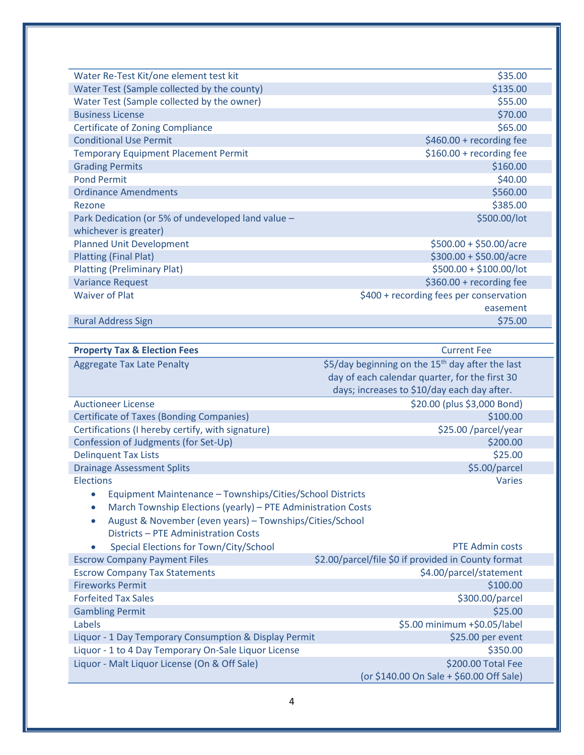| | |
|---|---|
| Water Re-Test Kit/one element test kit | $35.00 |
| Water Test (Sample collected by the county) | $135.00 |
| Water Test (Sample collected by the owner) | $55.00 |
| Business License | $70.00 |
| Certificate of Zoning Compliance | $65.00 |
| Conditional Use Permit | $460.00 + recording fee |
| Temporary Equipment Placement Permit | $160.00 + recording fee |
| Grading Permits | $160.00 |
| Pond Permit | $40.00 |
| Ordinance Amendments | $560.00 |
| Rezone | $385.00 |
| Park Dedication (or 5% of undeveloped land value – whichever is greater) | $500.00/lot |
| Planned Unit Development | $500.00 + $50.00/acre |
| Platting (Final Plat) | $300.00 + $50.00/acre |
| Platting (Preliminary Plat) | $500.00 + $100.00/lot |
| Variance Request | $360.00 + recording fee |
| Waiver of Plat | $400 + recording fees per conservation easement |
| Rural Address Sign | $75.00 |

| **Property Tax & Election Fees** | Current Fee |
|---|---|
| Aggregate Tax Late Penalty | $5/day beginning on the 15th day after the last day of each calendar quarter, for the first 30 days; increases to $10/day each day after. |
| Auctioneer License | $20.00 (plus $3,000 Bond) |
| Certificate of Taxes (Bonding Companies) | $100.00 |
| Certifications (I hereby certify, with signature) | $25.00 /parcel/year |
| Confession of Judgments (for Set-Up) | $200.00 |
| Delinquent Tax Lists | $25.00 |
| Drainage Assessment Splits | $5.00/parcel |
| Elections | Varies |
| • Equipment Maintenance – Townships/Cities/School Districts | |
| • March Township Elections (yearly) – PTE Administration Costs | |
| • August & November (even years) – Townships/Cities/School Districts – PTE Administration Costs | |
| • Special Elections for Town/City/School | PTE Admin costs |
| Escrow Company Payment Files | $2.00/parcel/file $0 if provided in County format |
| Escrow Company Tax Statements | $4.00/parcel/statement |
| Fireworks Permit | $100.00 |
| Forfeited Tax Sales | $300.00/parcel |
| Gambling Permit | $25.00 |
| Labels | $5.00 minimum +$0.05/label |
| Liquor - 1 Day Temporary Consumption & Display Permit | $25.00 per event |
| Liquor - 1 to 4 Day Temporary On-Sale Liquor License | $350.00 |
| Liquor - Malt Liquor License (On & Off Sale) | $200.00 Total Fee (or $140.00 On Sale + $60.00 Off Sale) |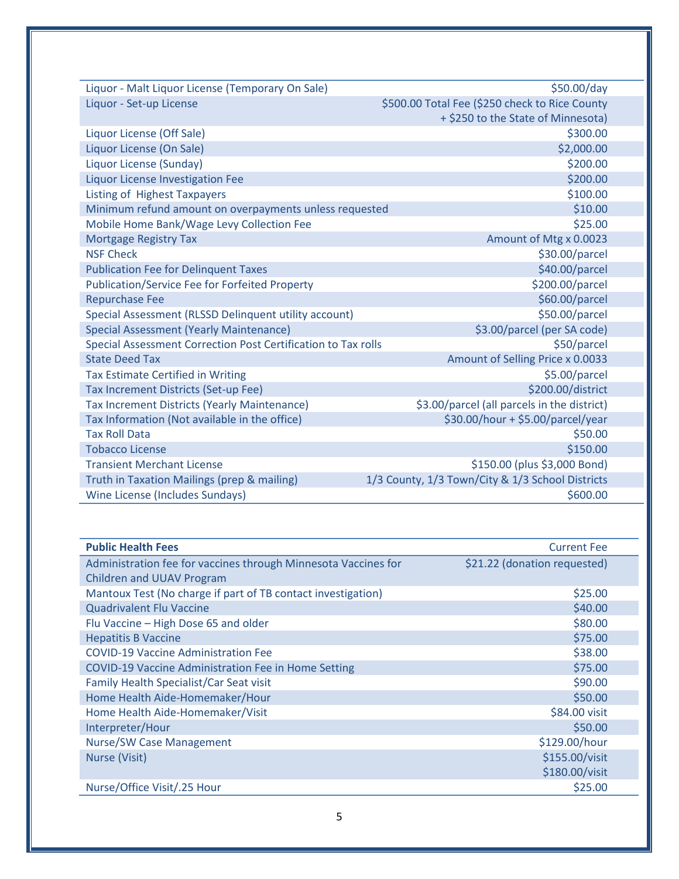| | |
|---|---|
| Liquor - Malt Liquor License (Temporary On Sale) | $50.00/day |
| Liquor - Set-up License | $500.00 Total Fee ($250 check to Rice County + $250 to the State of Minnesota) |
| Liquor License (Off Sale) | $300.00 |
| Liquor License (On Sale) | $2,000.00 |
| Liquor License (Sunday) | $200.00 |
| Liquor License Investigation Fee | $200.00 |
| Listing of Highest Taxpayers | $100.00 |
| Minimum refund amount on overpayments unless requested | $10.00 |
| Mobile Home Bank/Wage Levy Collection Fee | $25.00 |
| Mortgage Registry Tax | Amount of Mtg x 0.0023 |
| NSF Check | $30.00/parcel |
| Publication Fee for Delinquent Taxes | $40.00/parcel |
| Publication/Service Fee for Forfeited Property | $200.00/parcel |
| Repurchase Fee | $60.00/parcel |
| Special Assessment (RLSSD Delinquent utility account) | $50.00/parcel |
| Special Assessment (Yearly Maintenance) | $3.00/parcel (per SA code) |
| Special Assessment Correction Post Certification to Tax rolls | $50/parcel |
| State Deed Tax | Amount of Selling Price x 0.0033 |
| Tax Estimate Certified in Writing | $5.00/parcel |
| Tax Increment Districts (Set-up Fee) | $200.00/district |
| Tax Increment Districts (Yearly Maintenance) | $3.00/parcel (all parcels in the district) |
| Tax Information (Not available in the office) | $30.00/hour + $5.00/parcel/year |
| Tax Roll Data | $50.00 |
| Tobacco License | $150.00 |
| Transient Merchant License | $150.00 (plus $3,000 Bond) |
| Truth in Taxation Mailings (prep & mailing) | 1/3 County, 1/3 Town/City & 1/3 School Districts |
| Wine License (Includes Sundays) | $600.00 |

| **Public Health Fees** | Current Fee |
|---|---|
| Administration fee for vaccines through Minnesota Vaccines for Children and UUAV Program | $21.22 (donation requested) |
| Mantoux Test (No charge if part of TB contact investigation) | $25.00 |
| Quadrivalent Flu Vaccine | $40.00 |
| Flu Vaccine – High Dose 65 and older | $80.00 |
| Hepatitis B Vaccine | $75.00 |
| COVID-19 Vaccine Administration Fee | $38.00 |
| COVID-19 Vaccine Administration Fee in Home Setting | $75.00 |
| Family Health Specialist/Car Seat visit | $90.00 |
| Home Health Aide-Homemaker/Hour | $50.00 |
| Home Health Aide-Homemaker/Visit | $84.00 visit |
| Interpreter/Hour | $50.00 |
| Nurse/SW Case Management | $129.00/hour |
| Nurse (Visit) | $155.00/visit<br>$180.00/visit |
| Nurse/Office Visit/.25 Hour | $25.00 |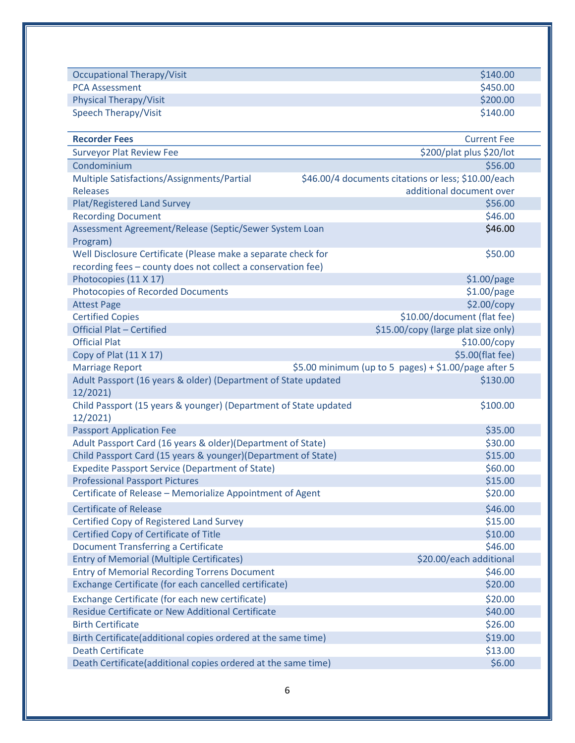| | |
|---|---|
| Occupational Therapy/Visit | $140.00 |
| PCA Assessment | $450.00 |
| Physical Therapy/Visit | $200.00 |
| Speech Therapy/Visit | $140.00 |

| **Recorder Fees** | Current Fee |
|---|---|
| Surveyor Plat Review Fee | $200/plat plus $20/lot |
| Condominium | $56.00 |
| Multiple Satisfactions/Assignments/Partial Releases | $46.00/4 documents citations or less; $10.00/each additional document over |
| Plat/Registered Land Survey | $56.00 |
| Recording Document | $46.00 |
| Assessment Agreement/Release (Septic/Sewer System Loan Program) | $46.00 |
| Well Disclosure Certificate (Please make a separate check for recording fees – county does not collect a conservation fee) | $50.00 |
| Photocopies (11 X 17) | $1.00/page |
| Photocopies of Recorded Documents | $1.00/page |
| Attest Page | $2.00/copy |
| Certified Copies | $10.00/document (flat fee) |
| Official Plat – Certified | $15.00/copy (large plat size only) |
| Official Plat | $10.00/copy |
| Copy of Plat (11 X 17) | $5.00(flat fee) |
| Marriage Report | $5.00 minimum (up to 5 pages) + $1.00/page after 5 |
| Adult Passport (16 years & older) (Department of State updated 12/2021) | $130.00 |
| Child Passport (15 years & younger) (Department of State updated 12/2021) | $100.00 |
| Passport Application Fee | $35.00 |
| Adult Passport Card (16 years & older)(Department of State) | $30.00 |
| Child Passport Card (15 years & younger)(Department of State) | $15.00 |
| Expedite Passport Service (Department of State) | $60.00 |
| Professional Passport Pictures | $15.00 |
| Certificate of Release – Memorialize Appointment of Agent | $20.00 |
| Certificate of Release | $46.00 |
| Certified Copy of Registered Land Survey | $15.00 |
| Certified Copy of Certificate of Title | $10.00 |
| Document Transferring a Certificate | $46.00 |
| Entry of Memorial (Multiple Certificates) | $20.00/each additional |
| Entry of Memorial Recording Torrens Document | $46.00 |
| Exchange Certificate (for each cancelled certificate) | $20.00 |
| Exchange Certificate (for each new certificate) | $20.00 |
| Residue Certificate or New Additional Certificate | $40.00 |
| Birth Certificate | $26.00 |
| Birth Certificate(additional copies ordered at the same time) | $19.00 |
| Death Certificate | $13.00 |
| Death Certificate(additional copies ordered at the same time) | $6.00 |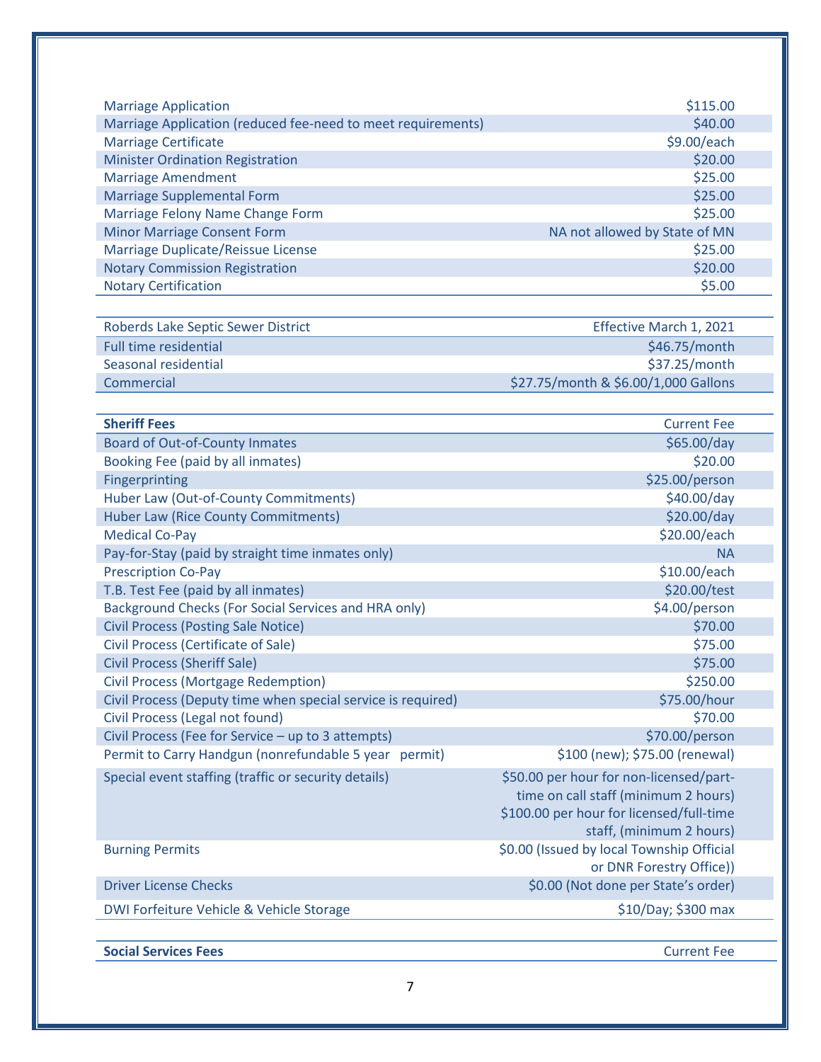| | |
|---|---|
| Marriage Application | $115.00 |
| Marriage Application (reduced fee-need to meet requirements) | $40.00 |
| Marriage Certificate | $9.00/each |
| Minister Ordination Registration | $20.00 |
| Marriage Amendment | $25.00 |
| Marriage Supplemental Form | $25.00 |
| Marriage Felony Name Change Form | $25.00 |
| Minor Marriage Consent Form | NA not allowed by State of MN |
| Marriage Duplicate/Reissue License | $25.00 |
| Notary Commission Registration | $20.00 |
| Notary Certification | $5.00 |

| Roberds Lake Septic Sewer District | Effective March 1, 2021 |
|---|---|
| Full time residential | $46.75/month |
| Seasonal residential | $37.25/month |
| Commercial | $27.75/month & $6.00/1,000 Gallons |

| **Sheriff Fees** | Current Fee |
|---|---|
| Board of Out-of-County Inmates | $65.00/day |
| Booking Fee (paid by all inmates) | $20.00 |
| Fingerprinting | $25.00/person |
| Huber Law (Out-of-County Commitments) | $40.00/day |
| Huber Law (Rice County Commitments) | $20.00/day |
| Medical Co-Pay | $20.00/each |
| Pay-for-Stay (paid by straight time inmates only) | NA |
| Prescription Co-Pay | $10.00/each |
| T.B. Test Fee (paid by all inmates) | $20.00/test |
| Background Checks (For Social Services and HRA only) | $4.00/person |
| Civil Process (Posting Sale Notice) | $70.00 |
| Civil Process (Certificate of Sale) | $75.00 |
| Civil Process (Sheriff Sale) | $75.00 |
| Civil Process (Mortgage Redemption) | $250.00 |
| Civil Process (Deputy time when special service is required) | $75.00/hour |
| Civil Process (Legal not found) | $70.00 |
| Civil Process (Fee for Service – up to 3 attempts) | $70.00/person |
| Permit to Carry Handgun (nonrefundable 5 year permit) | $100 (new); $75.00 (renewal) |
| Special event staffing (traffic or security details) | $50.00 per hour for non-licensed/part-time on call staff (minimum 2 hours) $100.00 per hour for licensed/full-time staff, (minimum 2 hours) |
| Burning Permits | $0.00 (Issued by local Township Official or DNR Forestry Office)) |
| Driver License Checks | $0.00 (Not done per State's order) |
| DWI Forfeiture Vehicle & Vehicle Storage | $10/Day; $300 max |

| **Social Services Fees** | Current Fee |
|---|---|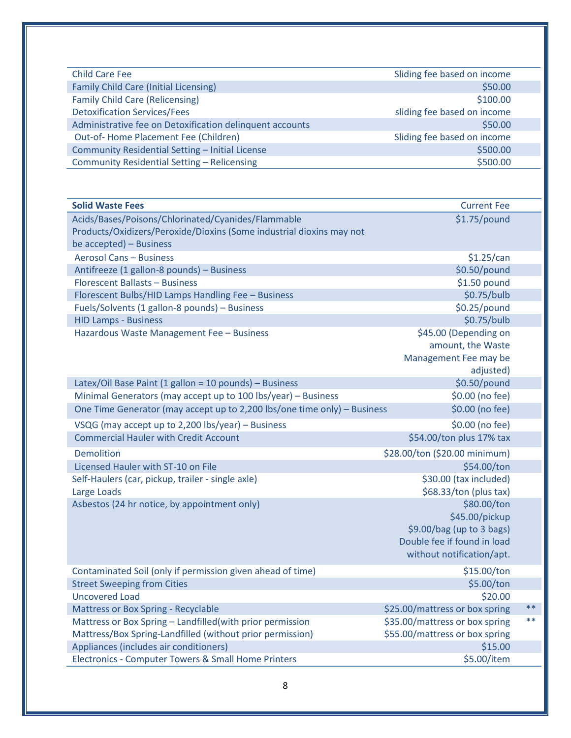| | |
|---|---|
| Child Care Fee | Sliding fee based on income |
| Family Child Care (Initial Licensing) | $50.00 |
| Family Child Care (Relicensing) | $100.00 |
| Detoxification Services/Fees | sliding fee based on income |
| Administrative fee on Detoxification delinquent accounts | $50.00 |
| Out-of- Home Placement Fee (Children) | Sliding fee based on income |
| Community Residential Setting – Initial License | $500.00 |
| Community Residential Setting – Relicensing | $500.00 |

| **Solid Waste Fees** | Current Fee | |
|---|---|---|
| Acids/Bases/Poisons/Chlorinated/Cyanides/Flammable Products/Oxidizers/Peroxide/Dioxins (Some industrial dioxins may not be accepted) – Business | $1.75/pound | |
| Aerosol Cans – Business | $1.25/can | |
| Antifreeze (1 gallon-8 pounds) – Business | $0.50/pound | |
| Florescent Ballasts – Business | $1.50 pound | |
| Florescent Bulbs/HID Lamps Handling Fee – Business | $0.75/bulb | |
| Fuels/Solvents (1 gallon-8 pounds) – Business | $0.25/pound | |
| HID Lamps - Business | $0.75/bulb | |
| Hazardous Waste Management Fee – Business | $45.00 (Depending on amount, the Waste Management Fee may be adjusted) | |
| Latex/Oil Base Paint (1 gallon = 10 pounds) – Business | $0.50/pound | |
| Minimal Generators (may accept up to 100 lbs/year) – Business | $0.00 (no fee) | |
| One Time Generator (may accept up to 2,200 lbs/one time only) – Business | $0.00 (no fee) | |
| VSQG (may accept up to 2,200 lbs/year) – Business | $0.00 (no fee) | |
| Commercial Hauler with Credit Account | $54.00/ton plus 17% tax | |
| Demolition | $28.00/ton ($20.00 minimum) | |
| Licensed Hauler with ST-10 on File | $54.00/ton | |
| Self-Haulers (car, pickup, trailer - single axle) | $30.00 (tax included) | |
| Large Loads | $68.33/ton (plus tax) | |
| Asbestos (24 hr notice, by appointment only) | $80.00/ton<br>$45.00/pickup<br>$9.00/bag (up to 3 bags)<br>Double fee if found in load without notification/apt. | |
| Contaminated Soil (only if permission given ahead of time) | $15.00/ton | |
| Street Sweeping from Cities | $5.00/ton | |
| Uncovered Load | $20.00 | |
| Mattress or Box Spring - Recyclable | $25.00/mattress or box spring | ** |
| Mattress or Box Spring – Landfilled(with prior permission | $35.00/mattress or box spring | ** |
| Mattress/Box Spring-Landfilled (without prior permission) | $55.00/mattress or box spring | |
| Appliances (includes air conditioners) | $15.00 | |
| Electronics - Computer Towers & Small Home Printers | $5.00/item | |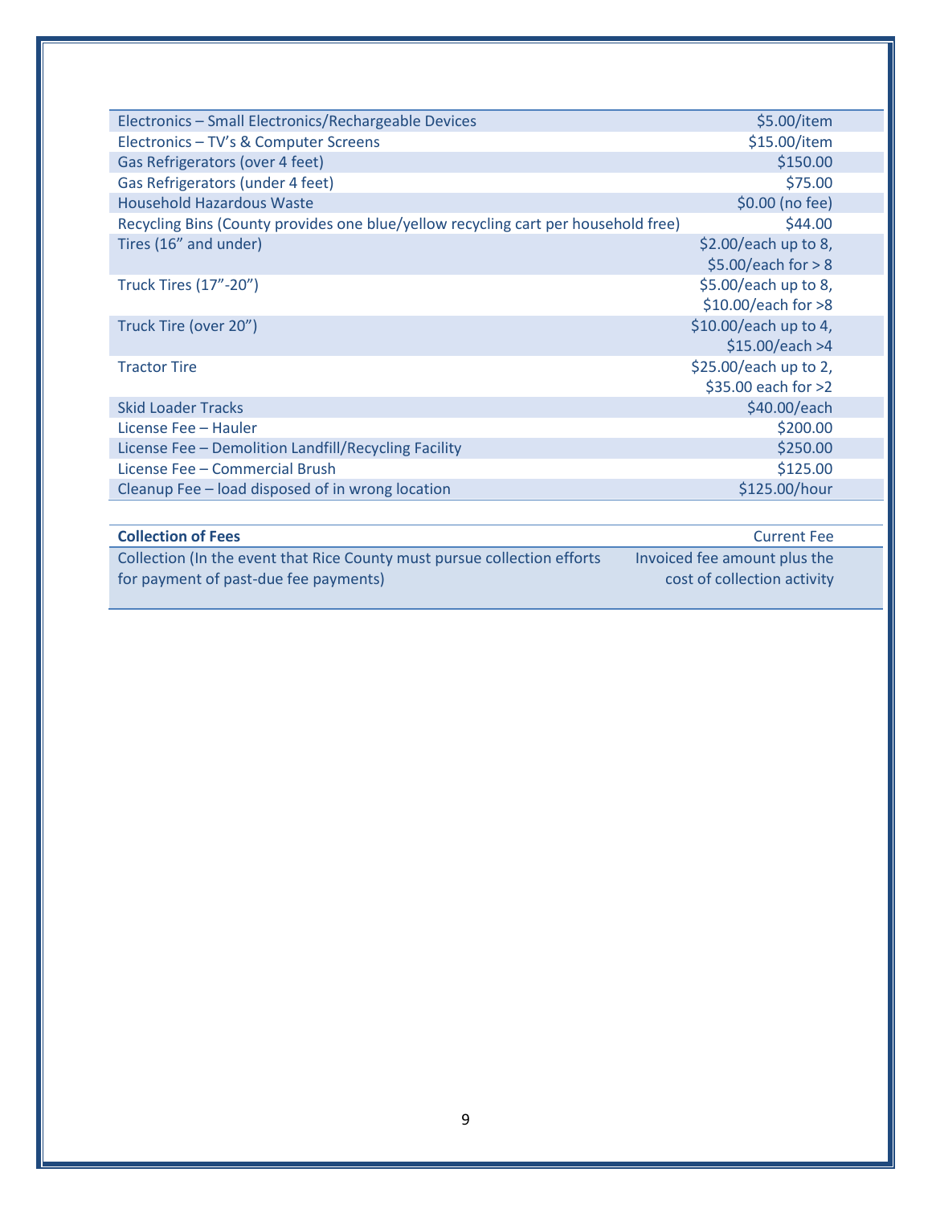| | |
|---|---|
| Electronics – Small Electronics/Rechargeable Devices | $5.00/item |
| Electronics – TV's & Computer Screens | $15.00/item |
| Gas Refrigerators (over 4 feet) | $150.00 |
| Gas Refrigerators (under 4 feet) | $75.00 |
| Household Hazardous Waste | $0.00 (no fee) |
| Recycling Bins (County provides one blue/yellow recycling cart per household free) | $44.00 |
| Tires (16" and under) | $2.00/each up to 8, $5.00/each for > 8 |
| Truck Tires (17"-20") | $5.00/each up to 8, $10.00/each for >8 |
| Truck Tire (over 20") | $10.00/each up to 4, $15.00/each >4 |
| Tractor Tire | $25.00/each up to 2, $35.00 each for >2 |
| Skid Loader Tracks | $40.00/each |
| License Fee – Hauler | $200.00 |
| License Fee – Demolition Landfill/Recycling Facility | $250.00 |
| License Fee – Commercial Brush | $125.00 |
| Cleanup Fee – load disposed of in wrong location | $125.00/hour |

| **Collection of Fees** | Current Fee |
|---|---|
| Collection (In the event that Rice County must pursue collection efforts for payment of past-due fee payments) | Invoiced fee amount plus the cost of collection activity |